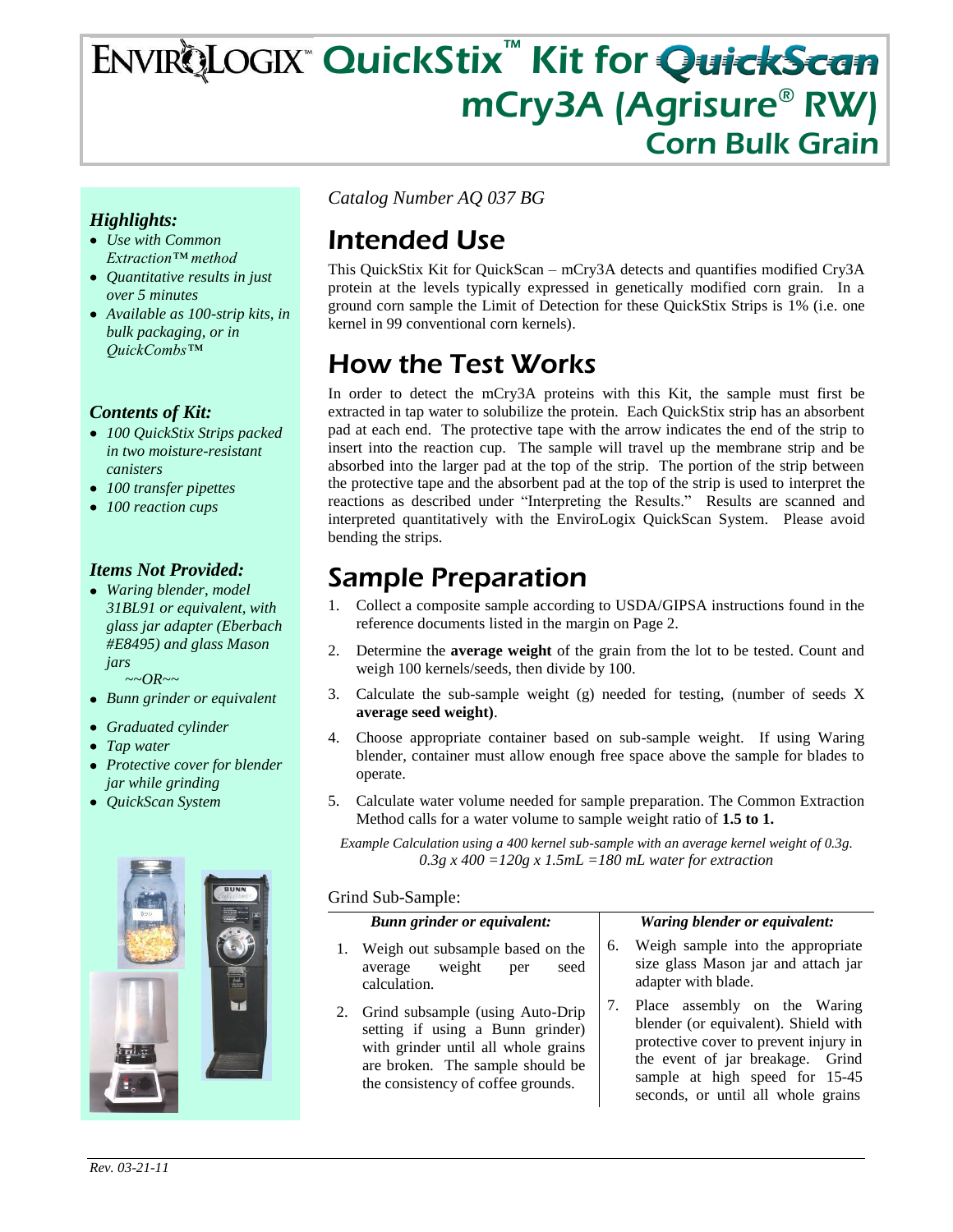# ENVIROLOGIX™ QuickStix™ Kit for QuickScan mCry3A (Agrisure® RW) Corn Bulk Grain

### *Highlights:*

- *Use with Common Extraction™ method*
- *Quantitative results in just over 5 minutes*
- *Available as 100-strip kits, in bulk packaging, or in QuickCombs™*

### *Contents of Kit:*

- *100 QuickStix Strips packed in two moisture-resistant canisters*
- *100 transfer pipettes*
- *100 reaction cups*

### *Items Not Provided:*

- *Waring blender, model 31BL91 or equivalent, with glass jar adapter (Eberbach #E8495) and glass Mason jars*

  *~~OR~~*
- *Bunn grinder or equivalent*
- *Graduated cylinder*
- *Tap water*
- *Protective cover for blender jar while grinding*
- *QuickScan System*

*Catalog Number AQ 037 BG*

## Intended Use

This QuickStix Kit for QuickScan – mCry3A detects and quantifies modified Cry3A protein at the levels typically expressed in genetically modified corn grain. In a ground corn sample the Limit of Detection for these QuickStix Strips is 1% (i.e. one kernel in 99 conventional corn kernels).

## How the Test Works

In order to detect the mCry3A proteins with this Kit, the sample must first be extracted in tap water to solubilize the protein. Each QuickStix strip has an absorbent pad at each end. The protective tape with the arrow indicates the end of the strip to insert into the reaction cup. The sample will travel up the membrane strip and be absorbed into the larger pad at the top of the strip. The portion of the strip between the protective tape and the absorbent pad at the top of the strip is used to interpret the reactions as described under "Interpreting the Results." Results are scanned and interpreted quantitatively with the EnviroLogix QuickScan System. Please avoid bending the strips.

## Sample Preparation

1. Collect a composite sample according to USDA/GIPSA instructions found in the reference documents listed in the margin on Page 2.
2. Determine the **average weight** of the grain from the lot to be tested. Count and weigh 100 kernels/seeds, then divide by 100.
3. Calculate the sub-sample weight (g) needed for testing, (number of seeds X **average seed weight)**.
4. Choose appropriate container based on sub-sample weight. If using Waring blender, container must allow enough free space above the sample for blades to operate.
5. Calculate water volume needed for sample preparation. The Common Extraction Method calls for a water volume to sample weight ratio of **1.5 to 1.**

*Example Calculation using a 400 kernel sub-sample with an average kernel weight of 0.3g.*
*0.3g x 400 =120g x 1.5mL =180 mL water for extraction*

Grind Sub-Sample:

| *Bunn grinder or equivalent:* | *Waring blender or equivalent:* |
|---|---|
| 1. Weigh out subsample based on the average weight per seed calculation. | 6. Weigh sample into the appropriate size glass Mason jar and attach jar adapter with blade. |
| 2. Grind subsample (using Auto-Drip setting if using a Bunn grinder) with grinder until all whole grains are broken. The sample should be the consistency of coffee grounds. | 7. Place assembly on the Waring blender (or equivalent). Shield with protective cover to prevent injury in the event of jar breakage. Grind sample at high speed for 15-45 seconds, or until all whole grains |

*Rev. 03-21-11*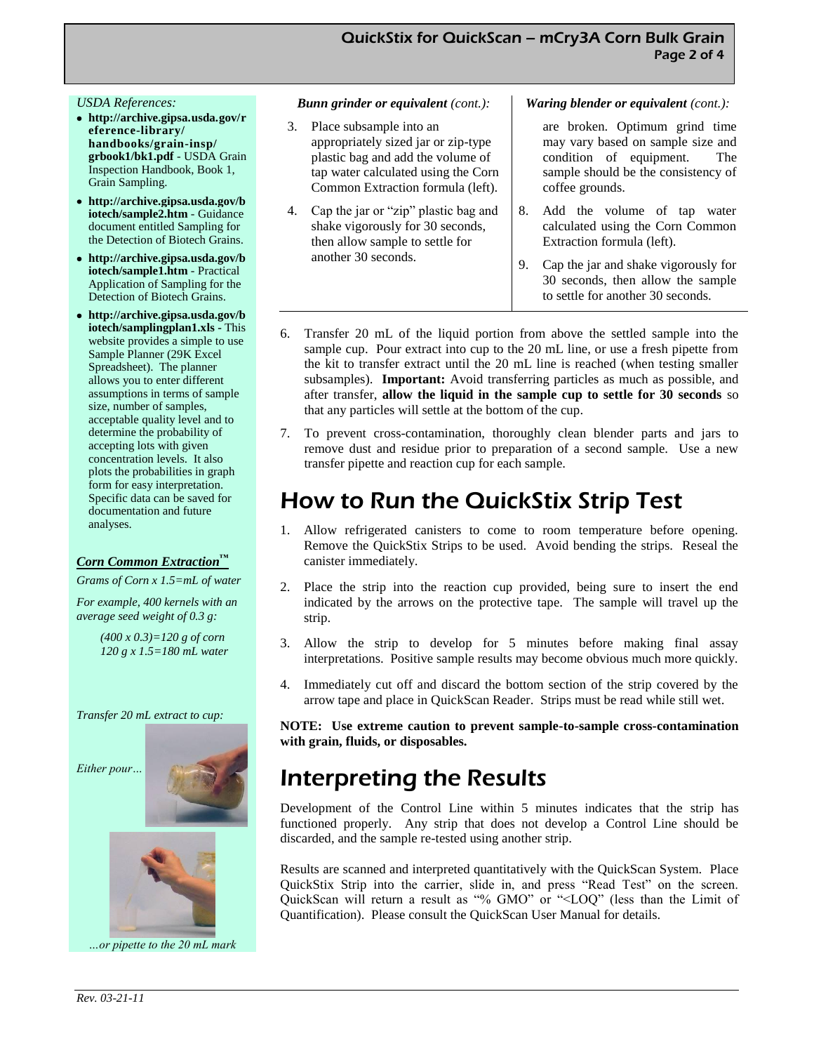*USDA References:*

- **http://archive.gipsa.usda.gov/reference-library/handbooks/grain-insp/grbook1/bk1.pdf** - USDA Grain Inspection Handbook, Book 1, Grain Sampling.
- **http://archive.gipsa.usda.gov/biotech/sample2.htm** - Guidance document entitled Sampling for the Detection of Biotech Grains.
- **http://archive.gipsa.usda.gov/biotech/sample1.htm** - Practical Application of Sampling for the Detection of Biotech Grains.
- **http://archive.gipsa.usda.gov/biotech/samplingplan1.xls -** This website provides a simple to use Sample Planner (29K Excel Spreadsheet). The planner allows you to enter different assumptions in terms of sample size, number of samples, acceptable quality level and to determine the probability of accepting lots with given concentration levels. It also plots the probabilities in graph form for easy interpretation. Specific data can be saved for documentation and future analyses.

***Corn Common Extraction™***

*Grams of Corn x 1.5=mL of water*

*For example, 400 kernels with an average seed weight of 0.3 g:*

*(400 x 0.3)=120 g of corn*
*120 g x 1.5=180 mL water*

*Transfer 20 mL extract to cup:*

*Either pour…*

*…or pipette to the 20 mL mark*

***Bunn grinder or equivalent** (cont.):*

3. Place subsample into an appropriately sized jar or zip-type plastic bag and add the volume of tap water calculated using the Corn Common Extraction formula (left).
4. Cap the jar or "zip" plastic bag and shake vigorously for 30 seconds, then allow sample to settle for another 30 seconds.

***Waring blender or equivalent** (cont.):*

are broken. Optimum grind time may vary based on sample size and condition of equipment. The sample should be the consistency of coffee grounds.

8. Add the volume of tap water calculated using the Corn Common Extraction formula (left).
9. Cap the jar and shake vigorously for 30 seconds, then allow the sample to settle for another 30 seconds.

6. Transfer 20 mL of the liquid portion from above the settled sample into the sample cup. Pour extract into cup to the 20 mL line, or use a fresh pipette from the kit to transfer extract until the 20 mL line is reached (when testing smaller subsamples). **Important:** Avoid transferring particles as much as possible, and after transfer, **allow the liquid in the sample cup to settle for 30 seconds** so that any particles will settle at the bottom of the cup.
7. To prevent cross-contamination, thoroughly clean blender parts and jars to remove dust and residue prior to preparation of a second sample. Use a new transfer pipette and reaction cup for each sample.

# How to Run the QuickStix Strip Test

1. Allow refrigerated canisters to come to room temperature before opening. Remove the QuickStix Strips to be used. Avoid bending the strips. Reseal the canister immediately.
2. Place the strip into the reaction cup provided, being sure to insert the end indicated by the arrows on the protective tape. The sample will travel up the strip.
3. Allow the strip to develop for 5 minutes before making final assay interpretations. Positive sample results may become obvious much more quickly.
4. Immediately cut off and discard the bottom section of the strip covered by the arrow tape and place in QuickScan Reader. Strips must be read while still wet.

**NOTE: Use extreme caution to prevent sample-to-sample cross-contamination with grain, fluids, or disposables.**

# Interpreting the Results

Development of the Control Line within 5 minutes indicates that the strip has functioned properly. Any strip that does not develop a Control Line should be discarded, and the sample re-tested using another strip.

Results are scanned and interpreted quantitatively with the QuickScan System. Place QuickStix Strip into the carrier, slide in, and press "Read Test" on the screen. QuickScan will return a result as "% GMO" or "<LOQ" (less than the Limit of Quantification). Please consult the QuickScan User Manual for details.

*Rev. 03-21-11*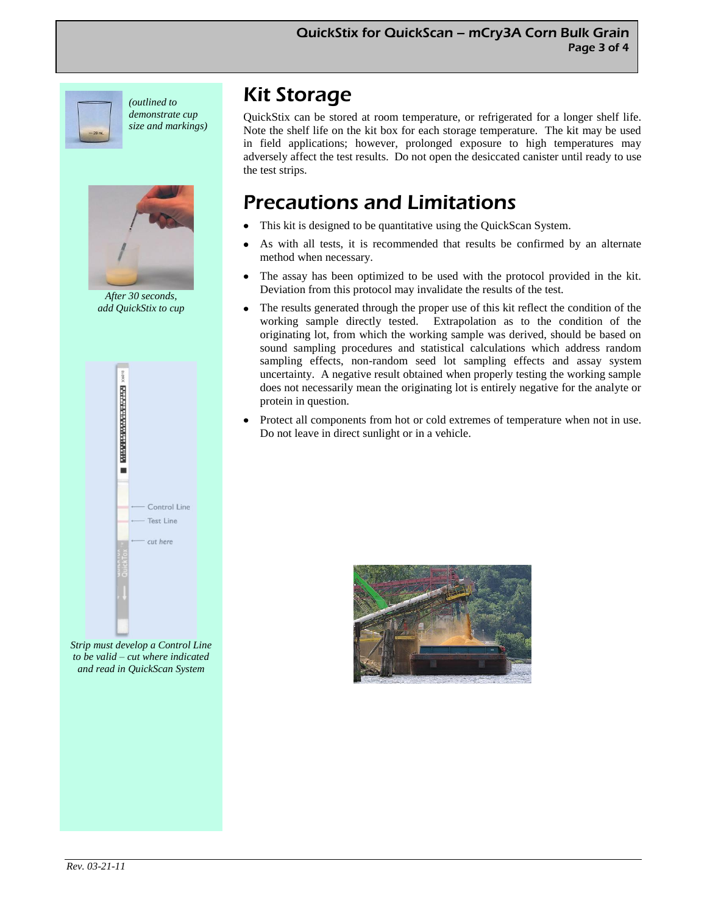*(outlined to demonstrate cup size and markings)*

*After 30 seconds, add QuickStix to cup*

*Strip must develop a Control Line to be valid – cut where indicated and read in QuickScan System*

# Kit Storage

QuickStix can be stored at room temperature, or refrigerated for a longer shelf life. Note the shelf life on the kit box for each storage temperature. The kit may be used in field applications; however, prolonged exposure to high temperatures may adversely affect the test results. Do not open the desiccated canister until ready to use the test strips.

# Precautions and Limitations

- This kit is designed to be quantitative using the QuickScan System.
- As with all tests, it is recommended that results be confirmed by an alternate method when necessary.
- The assay has been optimized to be used with the protocol provided in the kit. Deviation from this protocol may invalidate the results of the test.
- The results generated through the proper use of this kit reflect the condition of the working sample directly tested. Extrapolation as to the condition of the originating lot, from which the working sample was derived, should be based on sound sampling procedures and statistical calculations which address random sampling effects, non-random seed lot sampling effects and assay system uncertainty. A negative result obtained when properly testing the working sample does not necessarily mean the originating lot is entirely negative for the analyte or protein in question.
- Protect all components from hot or cold extremes of temperature when not in use. Do not leave in direct sunlight or in a vehicle.

*Rev. 03-21-11*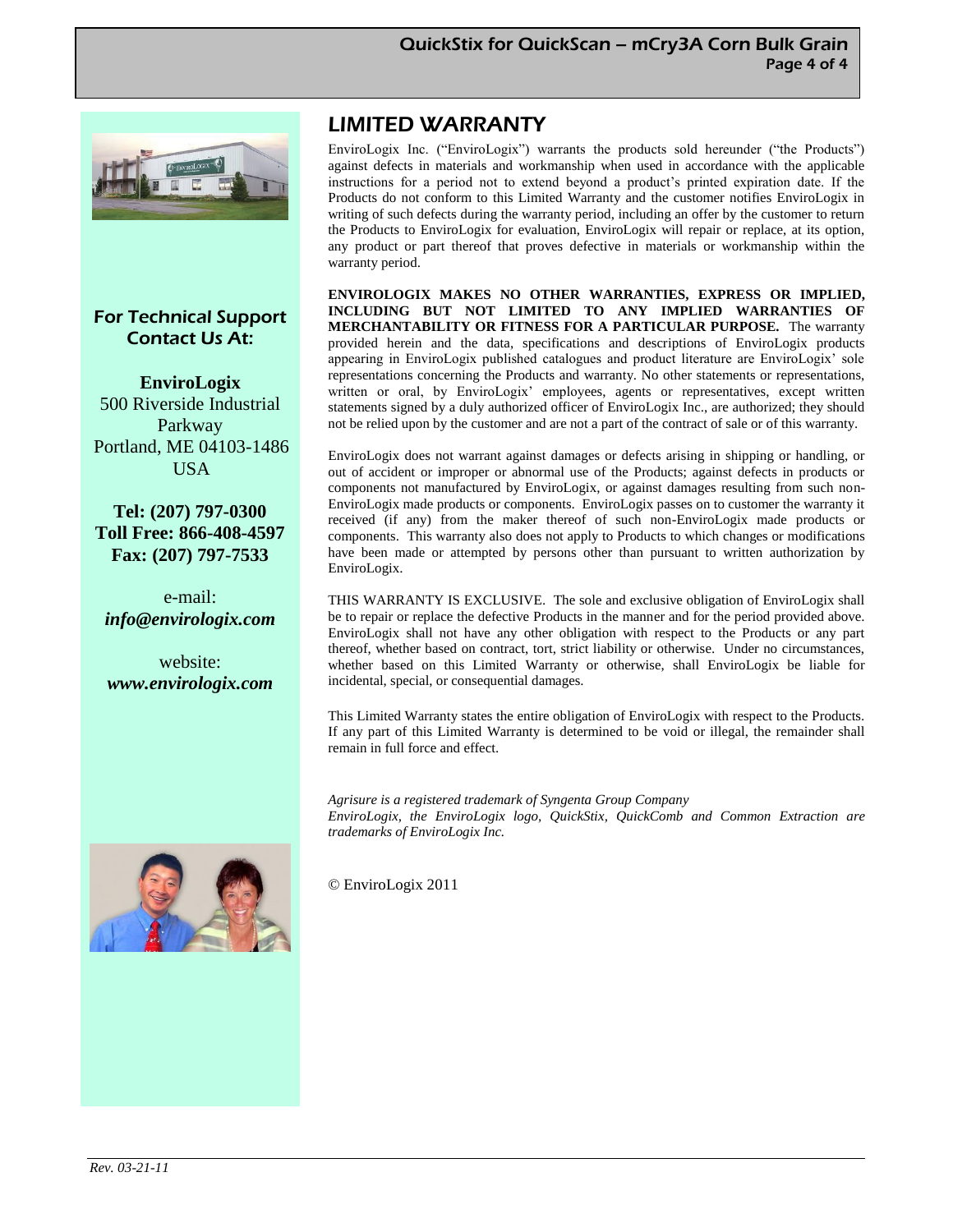**For Technical Support Contact Us At:**

**EnviroLogix**
500 Riverside Industrial Parkway
Portland, ME 04103-1486
USA

**Tel: (207) 797-0300**
**Toll Free: 866-408-4597**
**Fax: (207) 797-7533**

e-mail:
***info@envirologix.com***

website:
***www.envirologix.com***

## LIMITED WARRANTY

EnviroLogix Inc. ("EnviroLogix") warrants the products sold hereunder ("the Products") against defects in materials and workmanship when used in accordance with the applicable instructions for a period not to extend beyond a product's printed expiration date. If the Products do not conform to this Limited Warranty and the customer notifies EnviroLogix in writing of such defects during the warranty period, including an offer by the customer to return the Products to EnviroLogix for evaluation, EnviroLogix will repair or replace, at its option, any product or part thereof that proves defective in materials or workmanship within the warranty period.

**ENVIROLOGIX MAKES NO OTHER WARRANTIES, EXPRESS OR IMPLIED, INCLUDING BUT NOT LIMITED TO ANY IMPLIED WARRANTIES OF MERCHANTABILITY OR FITNESS FOR A PARTICULAR PURPOSE.** The warranty provided herein and the data, specifications and descriptions of EnviroLogix products appearing in EnviroLogix published catalogues and product literature are EnviroLogix' sole representations concerning the Products and warranty. No other statements or representations, written or oral, by EnviroLogix' employees, agents or representatives, except written statements signed by a duly authorized officer of EnviroLogix Inc., are authorized; they should not be relied upon by the customer and are not a part of the contract of sale or of this warranty.

EnviroLogix does not warrant against damages or defects arising in shipping or handling, or out of accident or improper or abnormal use of the Products; against defects in products or components not manufactured by EnviroLogix, or against damages resulting from such non-EnviroLogix made products or components. EnviroLogix passes on to customer the warranty it received (if any) from the maker thereof of such non-EnviroLogix made products or components. This warranty also does not apply to Products to which changes or modifications have been made or attempted by persons other than pursuant to written authorization by EnviroLogix.

THIS WARRANTY IS EXCLUSIVE. The sole and exclusive obligation of EnviroLogix shall be to repair or replace the defective Products in the manner and for the period provided above. EnviroLogix shall not have any other obligation with respect to the Products or any part thereof, whether based on contract, tort, strict liability or otherwise. Under no circumstances, whether based on this Limited Warranty or otherwise, shall EnviroLogix be liable for incidental, special, or consequential damages.

This Limited Warranty states the entire obligation of EnviroLogix with respect to the Products. If any part of this Limited Warranty is determined to be void or illegal, the remainder shall remain in full force and effect.

*Agrisure is a registered trademark of Syngenta Group Company*
*EnviroLogix, the EnviroLogix logo, QuickStix, QuickComb and Common Extraction are trademarks of EnviroLogix Inc.*

© EnviroLogix 2011

*Rev. 03-21-11*